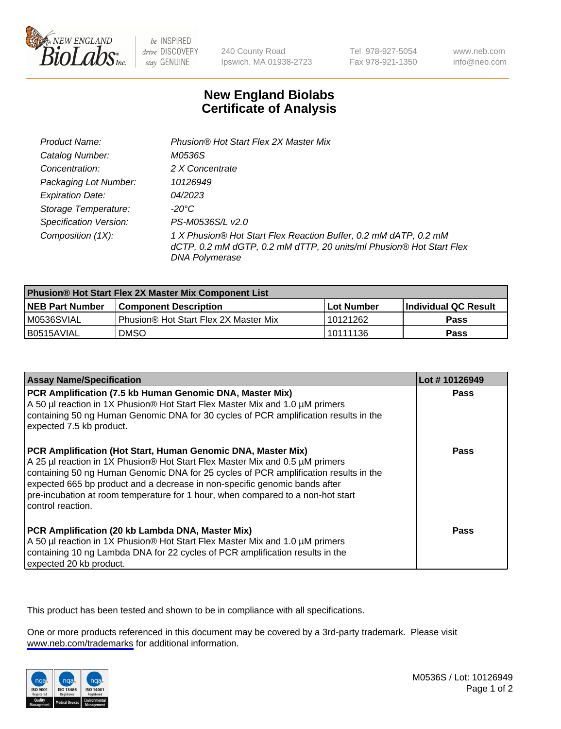New England BioLabs Inc. — be INSPIRED drive DISCOVERY stay GENUINE

240 County Road
Ipswich, MA 01938-2723

Tel 978-927-5054
Fax 978-921-1350

www.neb.com
info@neb.com

# New England Biolabs Certificate of Analysis

| | |
|---|---|
| *Product Name:* | *Phusion® Hot Start Flex 2X Master Mix* |
| *Catalog Number:* | *M0536S* |
| *Concentration:* | *2 X Concentrate* |
| *Packaging Lot Number:* | *10126949* |
| *Expiration Date:* | *04/2023* |
| *Storage Temperature:* | *-20°C* |
| *Specification Version:* | *PS-M0536S/L v2.0* |
| *Composition (1X):* | *1 X Phusion® Hot Start Flex Reaction Buffer, 0.2 mM dATP, 0.2 mM dCTP, 0.2 mM dGTP, 0.2 mM dTTP, 20 units/ml Phusion® Hot Start Flex DNA Polymerase* |

| **Phusion® Hot Start Flex 2X Master Mix Component List** | | | |
|---|---|---|---|
| **NEB Part Number** | **Component Description** | **Lot Number** | **Individual QC Result** |
| M0536SVIAL | Phusion® Hot Start Flex 2X Master Mix | 10121262 | **Pass** |
| B0515AVIAL | DMSO | 10111136 | **Pass** |

| **Assay Name/Specification** | **Lot # 10126949** |
|---|---|
| **PCR Amplification (7.5 kb Human Genomic DNA, Master Mix)** A 50 µl reaction in 1X Phusion® Hot Start Flex Master Mix and 1.0 µM primers containing 50 ng Human Genomic DNA for 30 cycles of PCR amplification results in the expected 7.5 kb product. | **Pass** |
| **PCR Amplification (Hot Start, Human Genomic DNA, Master Mix)** A 25 µl reaction in 1X Phusion® Hot Start Flex Master Mix and 0.5 µM primers containing 50 ng Human Genomic DNA for 25 cycles of PCR amplification results in the expected 665 bp product and a decrease in non-specific genomic bands after pre-incubation at room temperature for 1 hour, when compared to a non-hot start control reaction. | **Pass** |
| **PCR Amplification (20 kb Lambda DNA, Master Mix)** A 50 µl reaction in 1X Phusion® Hot Start Flex Master Mix and 1.0 µM primers containing 10 ng Lambda DNA for 22 cycles of PCR amplification results in the expected 20 kb product. | **Pass** |

This product has been tested and shown to be in compliance with all specifications.

One or more products referenced in this document may be covered by a 3rd-party trademark. Please visit www.neb.com/trademarks for additional information.

ISO 9001 Registered Quality Management | ISO 13485 Registered Medical Devices | ISO 14001 Registered Environmental Management

M0536S / Lot: 10126949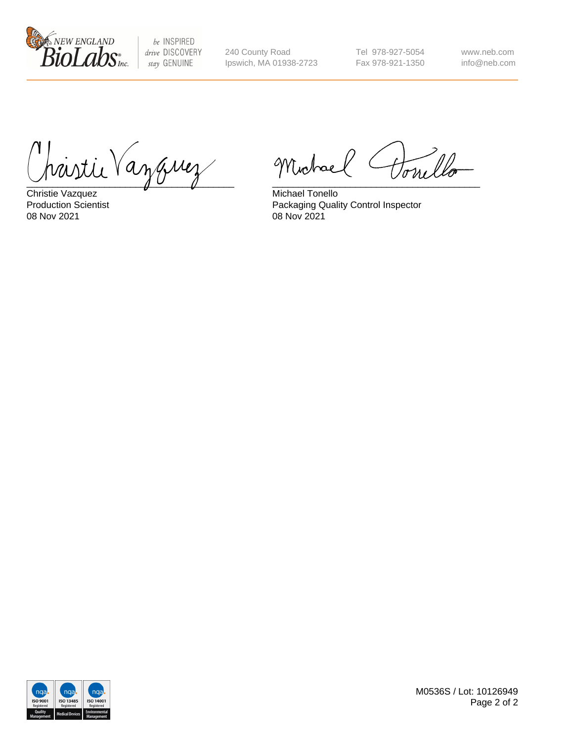Christie Vazquez
Production Scientist
08 Nov 2021

Michael Tonello
Packaging Quality Control Inspector
08 Nov 2021

M0536S / Lot: 10126949